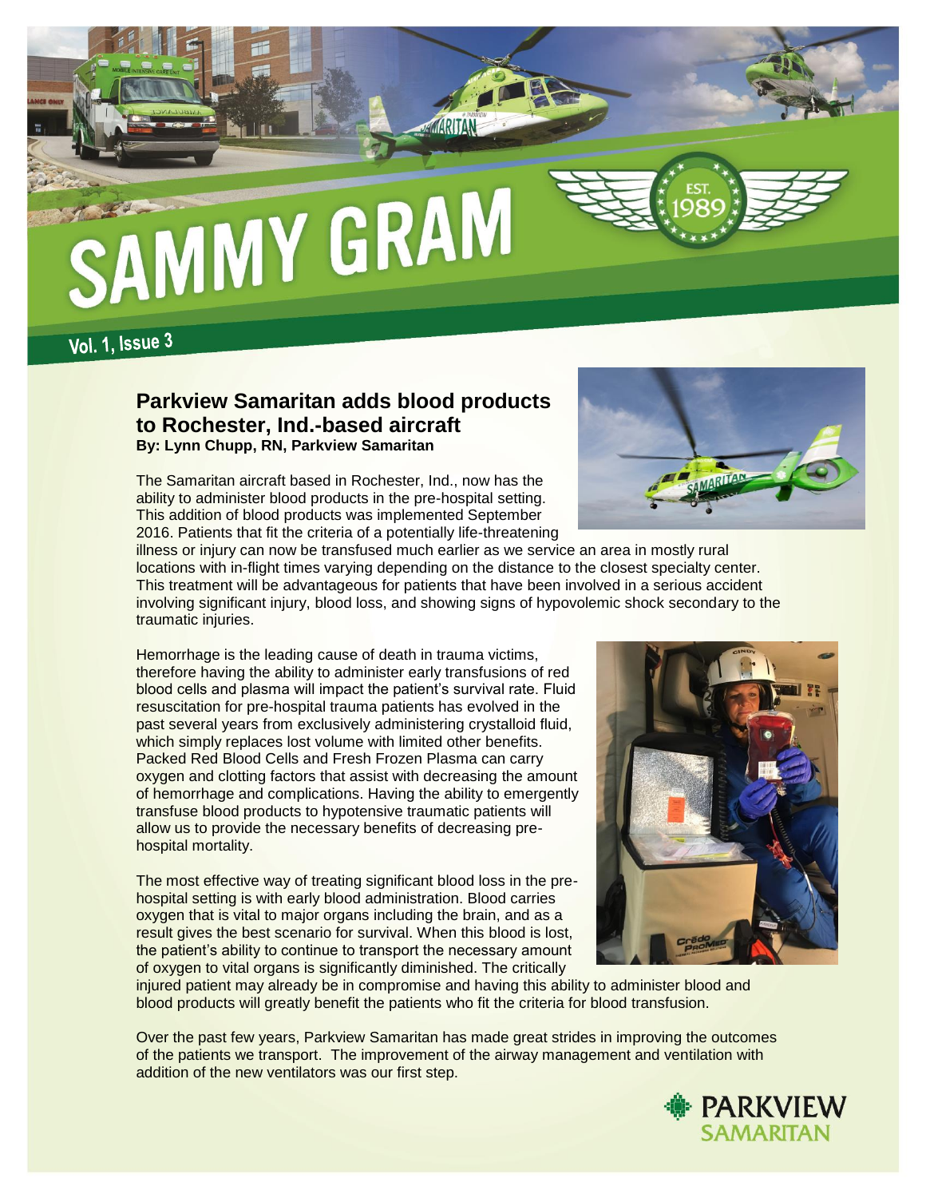# SAMMY GRAM

EST. 1989

Vol. 1, Issue 3

## Parkview Samaritan adds blood products to Rochester, Ind.-based aircraft

**By: Lynn Chupp, RN, Parkview Samaritan**

The Samaritan aircraft based in Rochester, Ind., now has the ability to administer blood products in the pre-hospital setting. This addition of blood products was implemented September 2016. Patients that fit the criteria of a potentially life-threatening illness or injury can now be transfused much earlier as we service an area in mostly rural locations with in-flight times varying depending on the distance to the closest specialty center. This treatment will be advantageous for patients that have been involved in a serious accident involving significant injury, blood loss, and showing signs of hypovolemic shock secondary to the traumatic injuries.

Hemorrhage is the leading cause of death in trauma victims, therefore having the ability to administer early transfusions of red blood cells and plasma will impact the patient's survival rate. Fluid resuscitation for pre-hospital trauma patients has evolved in the past several years from exclusively administering crystalloid fluid, which simply replaces lost volume with limited other benefits. Packed Red Blood Cells and Fresh Frozen Plasma can carry oxygen and clotting factors that assist with decreasing the amount of hemorrhage and complications. Having the ability to emergently transfuse blood products to hypotensive traumatic patients will allow us to provide the necessary benefits of decreasing pre-hospital mortality.

The most effective way of treating significant blood loss in the pre-hospital setting is with early blood administration. Blood carries oxygen that is vital to major organs including the brain, and as a result gives the best scenario for survival. When this blood is lost, the patient's ability to continue to transport the necessary amount of oxygen to vital organs is significantly diminished. The critically injured patient may already be in compromise and having this ability to administer blood and blood products will greatly benefit the patients who fit the criteria for blood transfusion.

Over the past few years, Parkview Samaritan has made great strides in improving the outcomes of the patients we transport. The improvement of the airway management and ventilation with addition of the new ventilators was our first step.

PARKVIEW SAMARITAN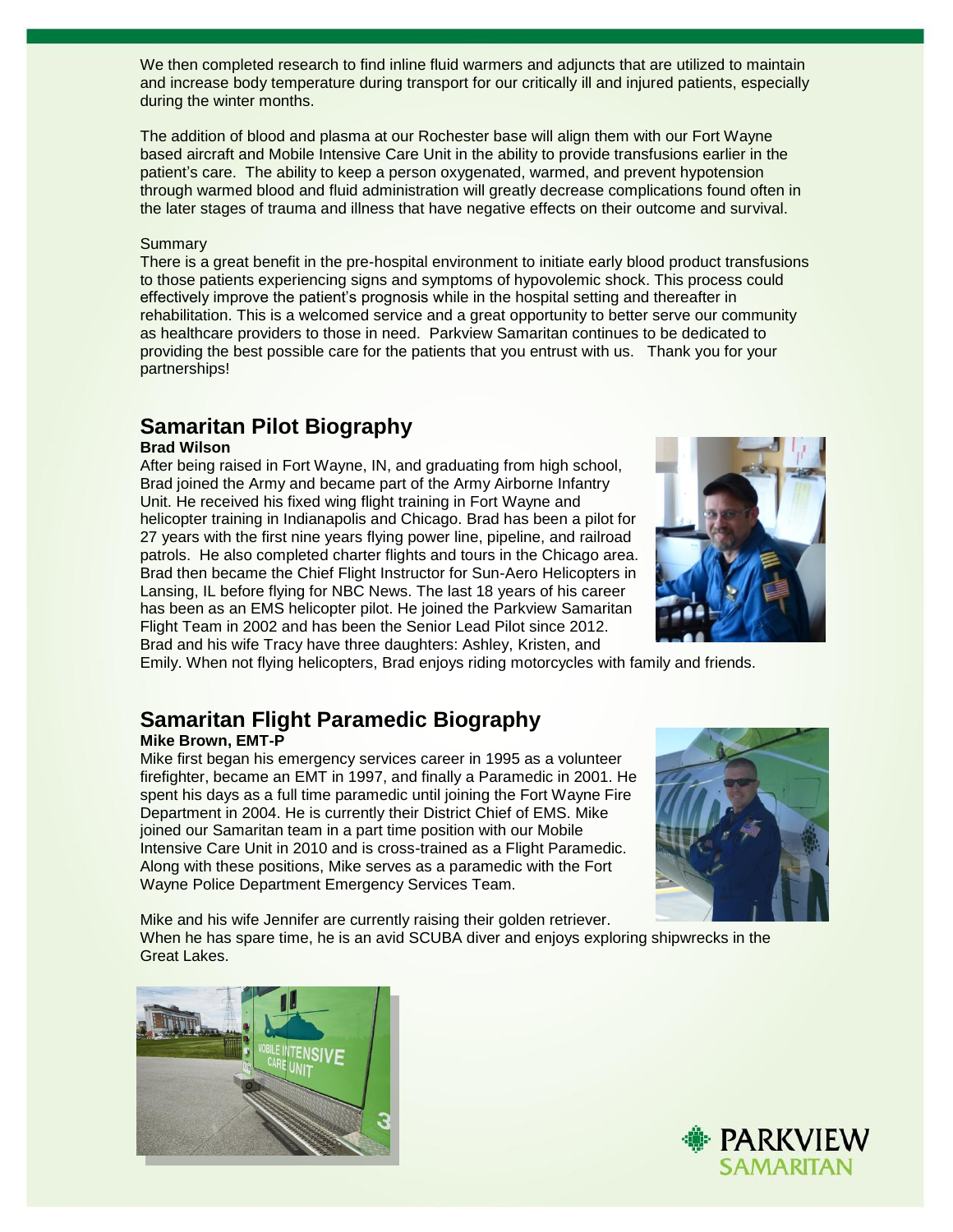We then completed research to find inline fluid warmers and adjuncts that are utilized to maintain and increase body temperature during transport for our critically ill and injured patients, especially during the winter months.

The addition of blood and plasma at our Rochester base will align them with our Fort Wayne based aircraft and Mobile Intensive Care Unit in the ability to provide transfusions earlier in the patient's care. The ability to keep a person oxygenated, warmed, and prevent hypotension through warmed blood and fluid administration will greatly decrease complications found often in the later stages of trauma and illness that have negative effects on their outcome and survival.

Summary

There is a great benefit in the pre-hospital environment to initiate early blood product transfusions to those patients experiencing signs and symptoms of hypovolemic shock. This process could effectively improve the patient's prognosis while in the hospital setting and thereafter in rehabilitation. This is a welcomed service and a great opportunity to better serve our community as healthcare providers to those in need. Parkview Samaritan continues to be dedicated to providing the best possible care for the patients that you entrust with us. Thank you for your partnerships!

## Samaritan Pilot Biography

**Brad Wilson**

After being raised in Fort Wayne, IN, and graduating from high school, Brad joined the Army and became part of the Army Airborne Infantry Unit. He received his fixed wing flight training in Fort Wayne and helicopter training in Indianapolis and Chicago. Brad has been a pilot for 27 years with the first nine years flying power line, pipeline, and railroad patrols. He also completed charter flights and tours in the Chicago area. Brad then became the Chief Flight Instructor for Sun-Aero Helicopters in Lansing, IL before flying for NBC News. The last 18 years of his career has been as an EMS helicopter pilot. He joined the Parkview Samaritan Flight Team in 2002 and has been the Senior Lead Pilot since 2012. Brad and his wife Tracy have three daughters: Ashley, Kristen, and Emily. When not flying helicopters, Brad enjoys riding motorcycles with family and friends.

## Samaritan Flight Paramedic Biography

**Mike Brown, EMT-P**

Mike first began his emergency services career in 1995 as a volunteer firefighter, became an EMT in 1997, and finally a Paramedic in 2001. He spent his days as a full time paramedic until joining the Fort Wayne Fire Department in 2004. He is currently their District Chief of EMS. Mike joined our Samaritan team in a part time position with our Mobile Intensive Care Unit in 2010 and is cross-trained as a Flight Paramedic. Along with these positions, Mike serves as a paramedic with the Fort Wayne Police Department Emergency Services Team.

Mike and his wife Jennifer are currently raising their golden retriever. When he has spare time, he is an avid SCUBA diver and enjoys exploring shipwrecks in the Great Lakes.

PARKVIEW SAMARITAN